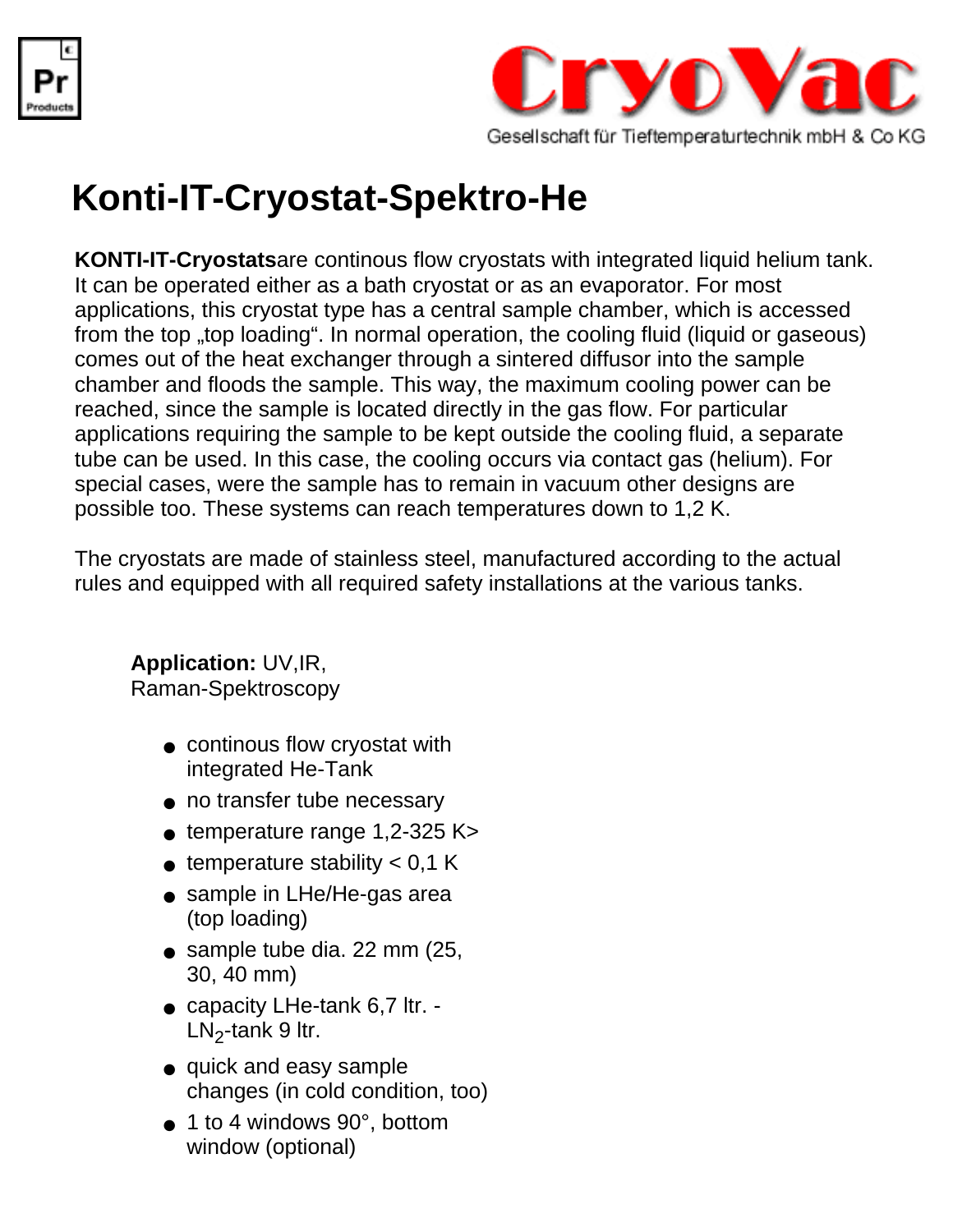CryoVac

Gesellschaft für Tieftemperaturtechnik mbH & Co KG

# Konti-IT-Cryostat-Spektro-He

**KONTI-IT-Cryostats**are continous flow cryostats with integrated liquid helium tank. It can be operated either as a bath cryostat or as an evaporator. For most applications, this cryostat type has a central sample chamber, which is accessed from the top „top loading“. In normal operation, the cooling fluid (liquid or gaseous) comes out of the heat exchanger through a sintered diffusor into the sample chamber and floods the sample. This way, the maximum cooling power can be reached, since the sample is located directly in the gas flow. For particular applications requiring the sample to be kept outside the cooling fluid, a separate tube can be used. In this case, the cooling occurs via contact gas (helium). For special cases, were the sample has to remain in vacuum other designs are possible too. These systems can reach temperatures down to 1,2 K.

The cryostats are made of stainless steel, manufactured according to the actual rules and equipped with all required safety installations at the various tanks.

**Application:** UV,IR, Raman-Spektroscopy

- continous flow cryostat with integrated He-Tank
- no transfer tube necessary
- temperature range 1,2-325 K>
- temperature stability < 0,1 K
- sample in LHe/He-gas area (top loading)
- sample tube dia. 22 mm (25, 30, 40 mm)
- capacity LHe-tank 6,7 ltr. - $LN_2$-tank 9 ltr.
- quick and easy sample changes (in cold condition, too)
- 1 to 4 windows 90°, bottom window (optional)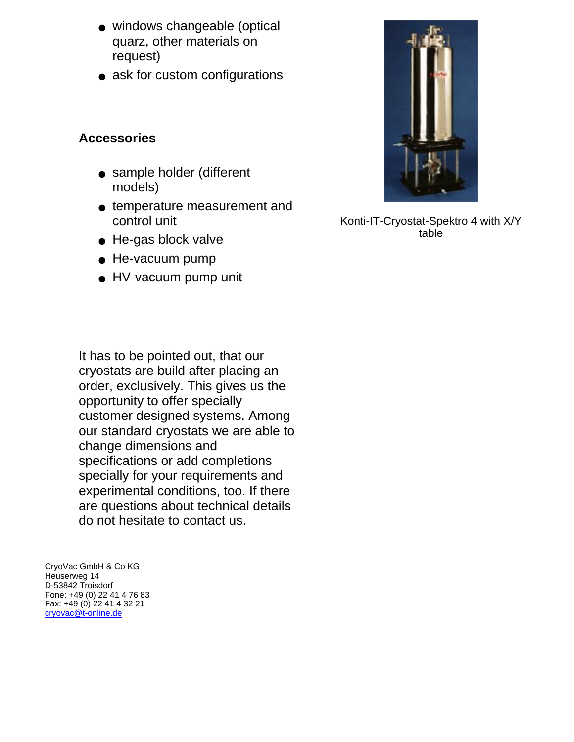- windows changeable (optical quarz, other materials on request)
- ask for custom configurations

### Accessories

- sample holder (different models)
- temperature measurement and control unit
- He-gas block valve
- He-vacuum pump
- HV-vacuum pump unit

Konti-IT-Cryostat-Spektro 4 with X/Y table

It has to be pointed out, that our cryostats are build after placing an order, exclusively. This gives us the opportunity to offer specially customer designed systems. Among our standard cryostats we are able to change dimensions and specifications or add completions specially for your requirements and experimental conditions, too. If there are questions about technical details do not hesitate to contact us.

CryoVac GmbH & Co KG
Heuserweg 14
D-53842 Troisdorf
Fone: +49 (0) 22 41 4 76 83
Fax: +49 (0) 22 41 4 32 21
cryovac@t-online.de